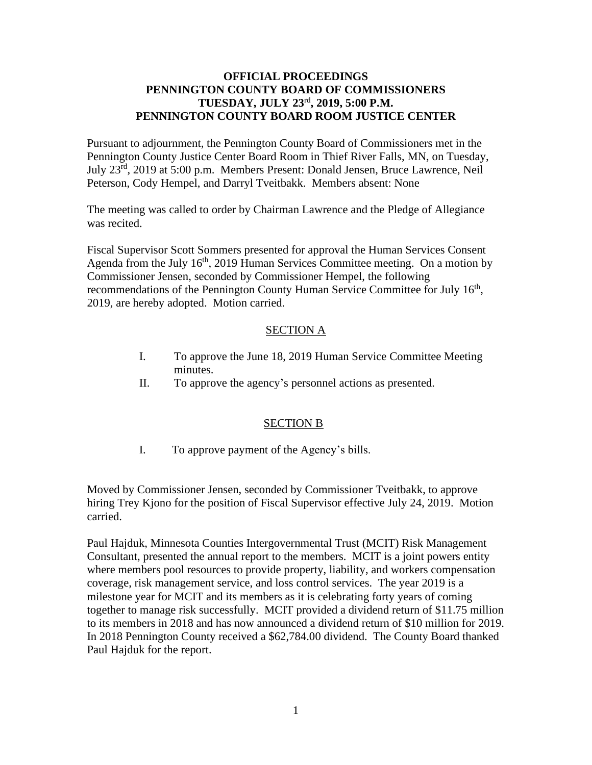# OFFICIAL PROCEEDINGS
# PENNINGTON COUNTY BOARD OF COMMISSIONERS
# TUESDAY, JULY 23rd, 2019, 5:00 P.M.
# PENNINGTON COUNTY BOARD ROOM JUSTICE CENTER

Pursuant to adjournment, the Pennington County Board of Commissioners met in the Pennington County Justice Center Board Room in Thief River Falls, MN, on Tuesday, July 23rd, 2019 at 5:00 p.m. Members Present: Donald Jensen, Bruce Lawrence, Neil Peterson, Cody Hempel, and Darryl Tveitbakk. Members absent: None

The meeting was called to order by Chairman Lawrence and the Pledge of Allegiance was recited.

Fiscal Supervisor Scott Sommers presented for approval the Human Services Consent Agenda from the July 16th, 2019 Human Services Committee meeting. On a motion by Commissioner Jensen, seconded by Commissioner Hempel, the following recommendations of the Pennington County Human Service Committee for July 16th, 2019, are hereby adopted. Motion carried.

## SECTION A

I. To approve the June 18, 2019 Human Service Committee Meeting minutes.
II. To approve the agency's personnel actions as presented.

## SECTION B

I. To approve payment of the Agency's bills.

Moved by Commissioner Jensen, seconded by Commissioner Tveitbakk, to approve hiring Trey Kjono for the position of Fiscal Supervisor effective July 24, 2019. Motion carried.

Paul Hajduk, Minnesota Counties Intergovernmental Trust (MCIT) Risk Management Consultant, presented the annual report to the members. MCIT is a joint powers entity where members pool resources to provide property, liability, and workers compensation coverage, risk management service, and loss control services. The year 2019 is a milestone year for MCIT and its members as it is celebrating forty years of coming together to manage risk successfully. MCIT provided a dividend return of $11.75 million to its members in 2018 and has now announced a dividend return of $10 million for 2019. In 2018 Pennington County received a $62,784.00 dividend. The County Board thanked Paul Hajduk for the report.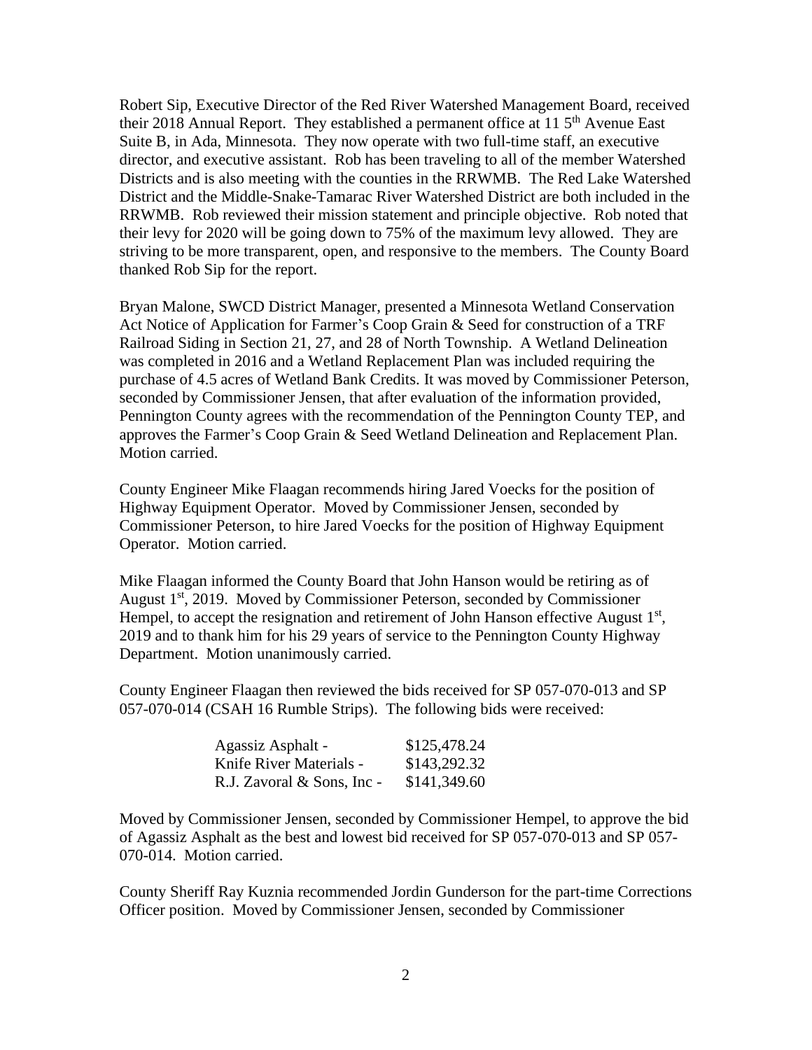Robert Sip, Executive Director of the Red River Watershed Management Board, received their 2018 Annual Report. They established a permanent office at 11 5th Avenue East Suite B, in Ada, Minnesota. They now operate with two full-time staff, an executive director, and executive assistant. Rob has been traveling to all of the member Watershed Districts and is also meeting with the counties in the RRWMB. The Red Lake Watershed District and the Middle-Snake-Tamarac River Watershed District are both included in the RRWMB. Rob reviewed their mission statement and principle objective. Rob noted that their levy for 2020 will be going down to 75% of the maximum levy allowed. They are striving to be more transparent, open, and responsive to the members. The County Board thanked Rob Sip for the report.

Bryan Malone, SWCD District Manager, presented a Minnesota Wetland Conservation Act Notice of Application for Farmer's Coop Grain & Seed for construction of a TRF Railroad Siding in Section 21, 27, and 28 of North Township. A Wetland Delineation was completed in 2016 and a Wetland Replacement Plan was included requiring the purchase of 4.5 acres of Wetland Bank Credits. It was moved by Commissioner Peterson, seconded by Commissioner Jensen, that after evaluation of the information provided, Pennington County agrees with the recommendation of the Pennington County TEP, and approves the Farmer's Coop Grain & Seed Wetland Delineation and Replacement Plan. Motion carried.

County Engineer Mike Flaagan recommends hiring Jared Voecks for the position of Highway Equipment Operator. Moved by Commissioner Jensen, seconded by Commissioner Peterson, to hire Jared Voecks for the position of Highway Equipment Operator. Motion carried.

Mike Flaagan informed the County Board that John Hanson would be retiring as of August 1st, 2019. Moved by Commissioner Peterson, seconded by Commissioner Hempel, to accept the resignation and retirement of John Hanson effective August 1st, 2019 and to thank him for his 29 years of service to the Pennington County Highway Department. Motion unanimously carried.

County Engineer Flaagan then reviewed the bids received for SP 057-070-013 and SP 057-070-014 (CSAH 16 Rumble Strips). The following bids were received:

| | |
|---|---|
| Agassiz Asphalt - | $125,478.24 |
| Knife River Materials - | $143,292.32 |
| R.J. Zavoral & Sons, Inc - | $141,349.60 |

Moved by Commissioner Jensen, seconded by Commissioner Hempel, to approve the bid of Agassiz Asphalt as the best and lowest bid received for SP 057-070-013 and SP 057-070-014. Motion carried.

County Sheriff Ray Kuznia recommended Jordin Gunderson for the part-time Corrections Officer position. Moved by Commissioner Jensen, seconded by Commissioner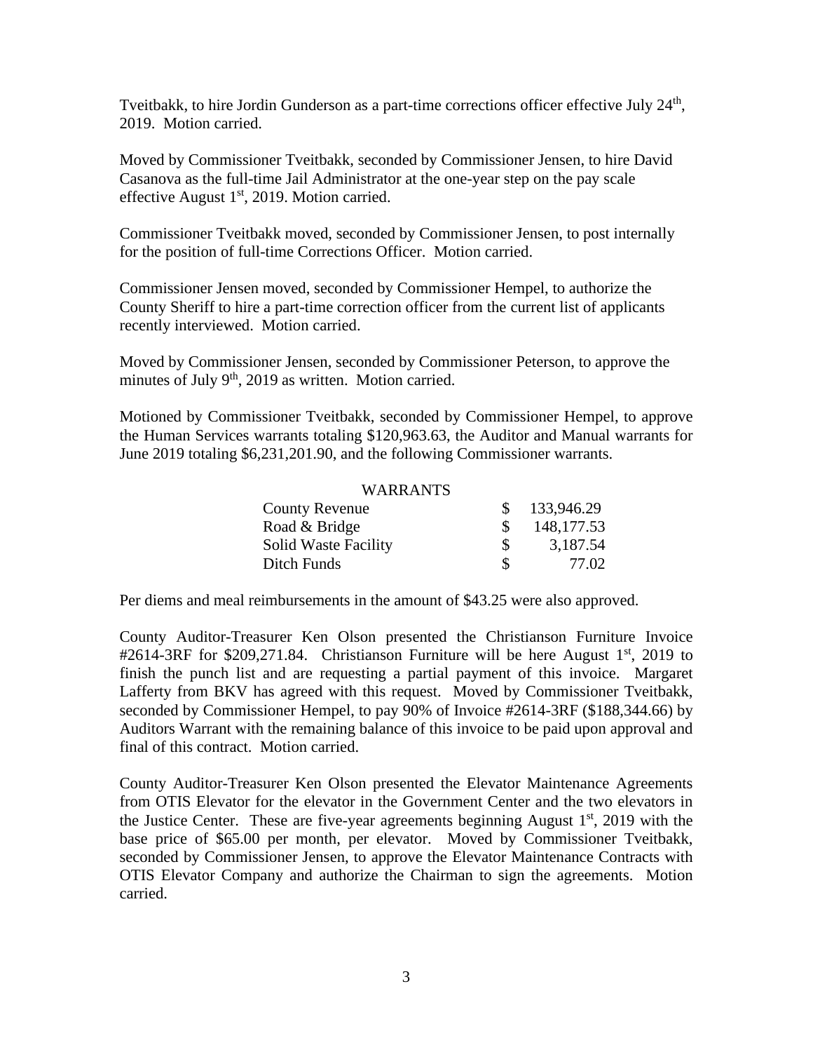Tveitbakk, to hire Jordin Gunderson as a part-time corrections officer effective July 24th, 2019. Motion carried.

Moved by Commissioner Tveitbakk, seconded by Commissioner Jensen, to hire David Casanova as the full-time Jail Administrator at the one-year step on the pay scale effective August 1st, 2019. Motion carried.

Commissioner Tveitbakk moved, seconded by Commissioner Jensen, to post internally for the position of full-time Corrections Officer. Motion carried.

Commissioner Jensen moved, seconded by Commissioner Hempel, to authorize the County Sheriff to hire a part-time correction officer from the current list of applicants recently interviewed. Motion carried.

Moved by Commissioner Jensen, seconded by Commissioner Peterson, to approve the minutes of July 9th, 2019 as written. Motion carried.

Motioned by Commissioner Tveitbakk, seconded by Commissioner Hempel, to approve the Human Services warrants totaling $120,963.63, the Auditor and Manual warrants for June 2019 totaling $6,231,201.90, and the following Commissioner warrants.

| WARRANTS | | |
|---|---|---|
| County Revenue | $ | 133,946.29 |
| Road & Bridge | $ | 148,177.53 |
| Solid Waste Facility | $ | 3,187.54 |
| Ditch Funds | $ | 77.02 |

Per diems and meal reimbursements in the amount of $43.25 were also approved.

County Auditor-Treasurer Ken Olson presented the Christianson Furniture Invoice #2614-3RF for $209,271.84. Christianson Furniture will be here August 1st, 2019 to finish the punch list and are requesting a partial payment of this invoice. Margaret Lafferty from BKV has agreed with this request. Moved by Commissioner Tveitbakk, seconded by Commissioner Hempel, to pay 90% of Invoice #2614-3RF ($188,344.66) by Auditors Warrant with the remaining balance of this invoice to be paid upon approval and final of this contract. Motion carried.

County Auditor-Treasurer Ken Olson presented the Elevator Maintenance Agreements from OTIS Elevator for the elevator in the Government Center and the two elevators in the Justice Center. These are five-year agreements beginning August 1st, 2019 with the base price of $65.00 per month, per elevator. Moved by Commissioner Tveitbakk, seconded by Commissioner Jensen, to approve the Elevator Maintenance Contracts with OTIS Elevator Company and authorize the Chairman to sign the agreements. Motion carried.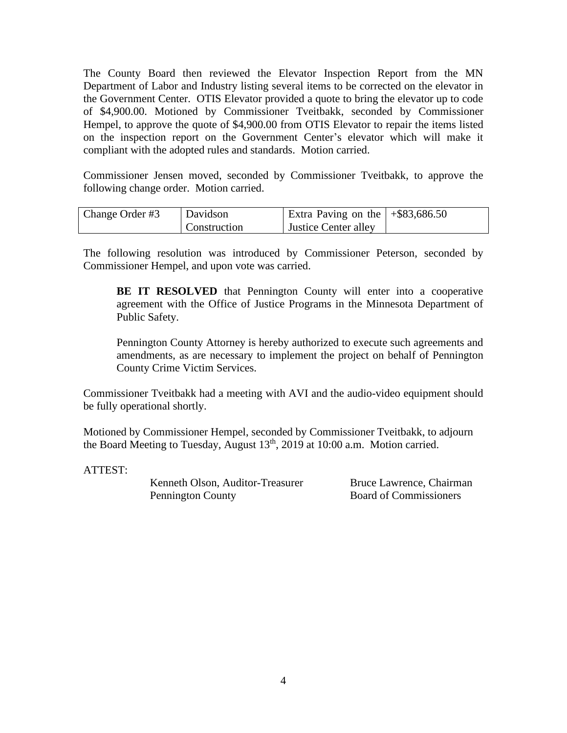The County Board then reviewed the Elevator Inspection Report from the MN Department of Labor and Industry listing several items to be corrected on the elevator in the Government Center. OTIS Elevator provided a quote to bring the elevator up to code of $4,900.00. Motioned by Commissioner Tveitbakk, seconded by Commissioner Hempel, to approve the quote of $4,900.00 from OTIS Elevator to repair the items listed on the inspection report on the Government Center's elevator which will make it compliant with the adopted rules and standards. Motion carried.

Commissioner Jensen moved, seconded by Commissioner Tveitbakk, to approve the following change order. Motion carried.

| | | | |
|---|---|---|---|
| Change Order #3 | Davidson Construction | Extra Paving on the Justice Center alley | +$83,686.50 |

The following resolution was introduced by Commissioner Peterson, seconded by Commissioner Hempel, and upon vote was carried.

> **BE IT RESOLVED** that Pennington County will enter into a cooperative agreement with the Office of Justice Programs in the Minnesota Department of Public Safety.
>
> Pennington County Attorney is hereby authorized to execute such agreements and amendments, as are necessary to implement the project on behalf of Pennington County Crime Victim Services.

Commissioner Tveitbakk had a meeting with AVI and the audio-video equipment should be fully operational shortly.

Motioned by Commissioner Hempel, seconded by Commissioner Tveitbakk, to adjourn the Board Meeting to Tuesday, August 13th, 2019 at 10:00 a.m. Motion carried.

ATTEST:

Kenneth Olson, Auditor-Treasurer
Pennington County

Bruce Lawrence, Chairman
Board of Commissioners